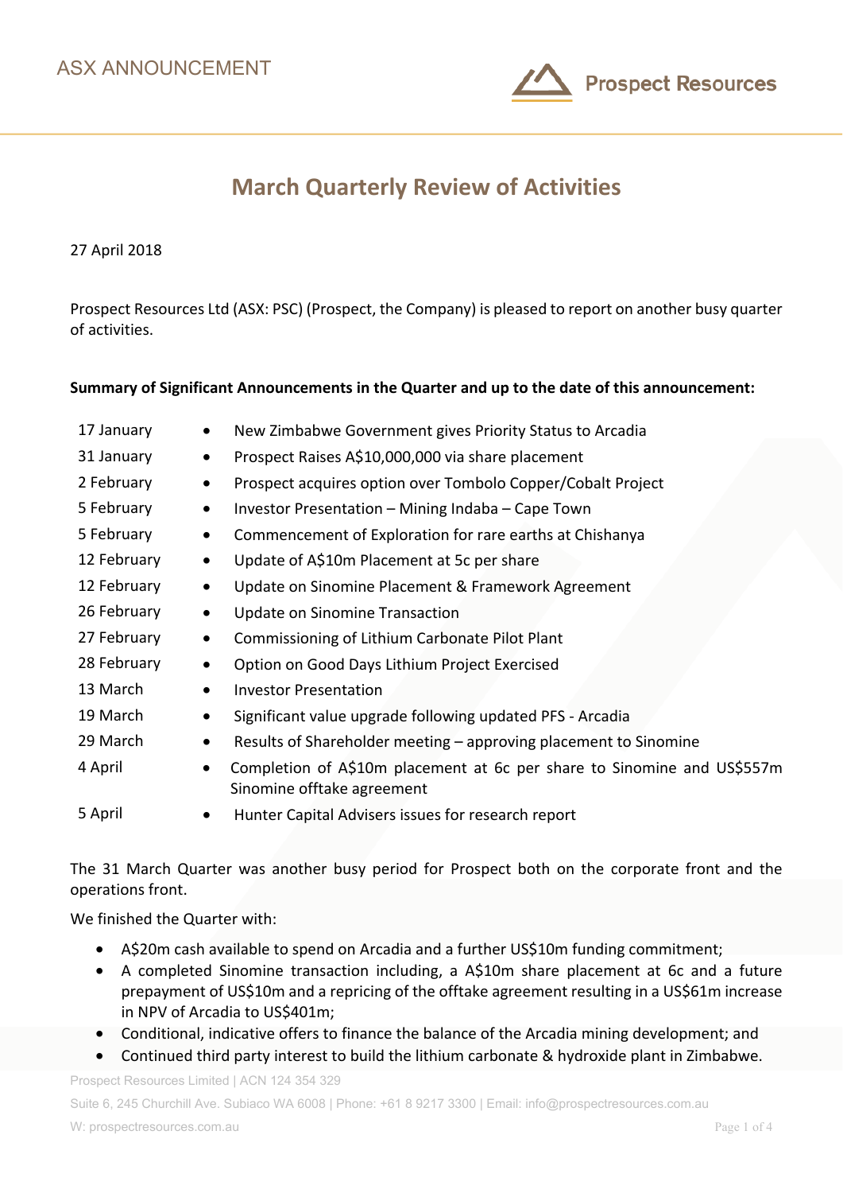ASX ANNOUNCEMENT

# March Quarterly Review of Activities

27 April 2018

Prospect Resources Ltd (ASX: PSC) (Prospect, the Company) is pleased to report on another busy quarter of activities.

**Summary of Significant Announcements in the Quarter and up to the date of this announcement:**

| | |
|---|---|
| 17 January | • New Zimbabwe Government gives Priority Status to Arcadia |
| 31 January | • Prospect Raises A$10,000,000 via share placement |
| 2 February | • Prospect acquires option over Tombolo Copper/Cobalt Project |
| 5 February | • Investor Presentation – Mining Indaba – Cape Town |
| 5 February | • Commencement of Exploration for rare earths at Chishanya |
| 12 February | • Update of A$10m Placement at 5c per share |
| 12 February | • Update on Sinomine Placement & Framework Agreement |
| 26 February | • Update on Sinomine Transaction |
| 27 February | • Commissioning of Lithium Carbonate Pilot Plant |
| 28 February | • Option on Good Days Lithium Project Exercised |
| 13 March | • Investor Presentation |
| 19 March | • Significant value upgrade following updated PFS - Arcadia |
| 29 March | • Results of Shareholder meeting – approving placement to Sinomine |
| 4 April | • Completion of A$10m placement at 6c per share to Sinomine and US$557m Sinomine offtake agreement |
| 5 April | • Hunter Capital Advisers issues for research report |

The 31 March Quarter was another busy period for Prospect both on the corporate front and the operations front.

We finished the Quarter with:

- A$20m cash available to spend on Arcadia and a further US$10m funding commitment;
- A completed Sinomine transaction including, a A$10m share placement at 6c and a future prepayment of US$10m and a repricing of the offtake agreement resulting in a US$61m increase in NPV of Arcadia to US$401m;
- Conditional, indicative offers to finance the balance of the Arcadia mining development; and
- Continued third party interest to build the lithium carbonate & hydroxide plant in Zimbabwe.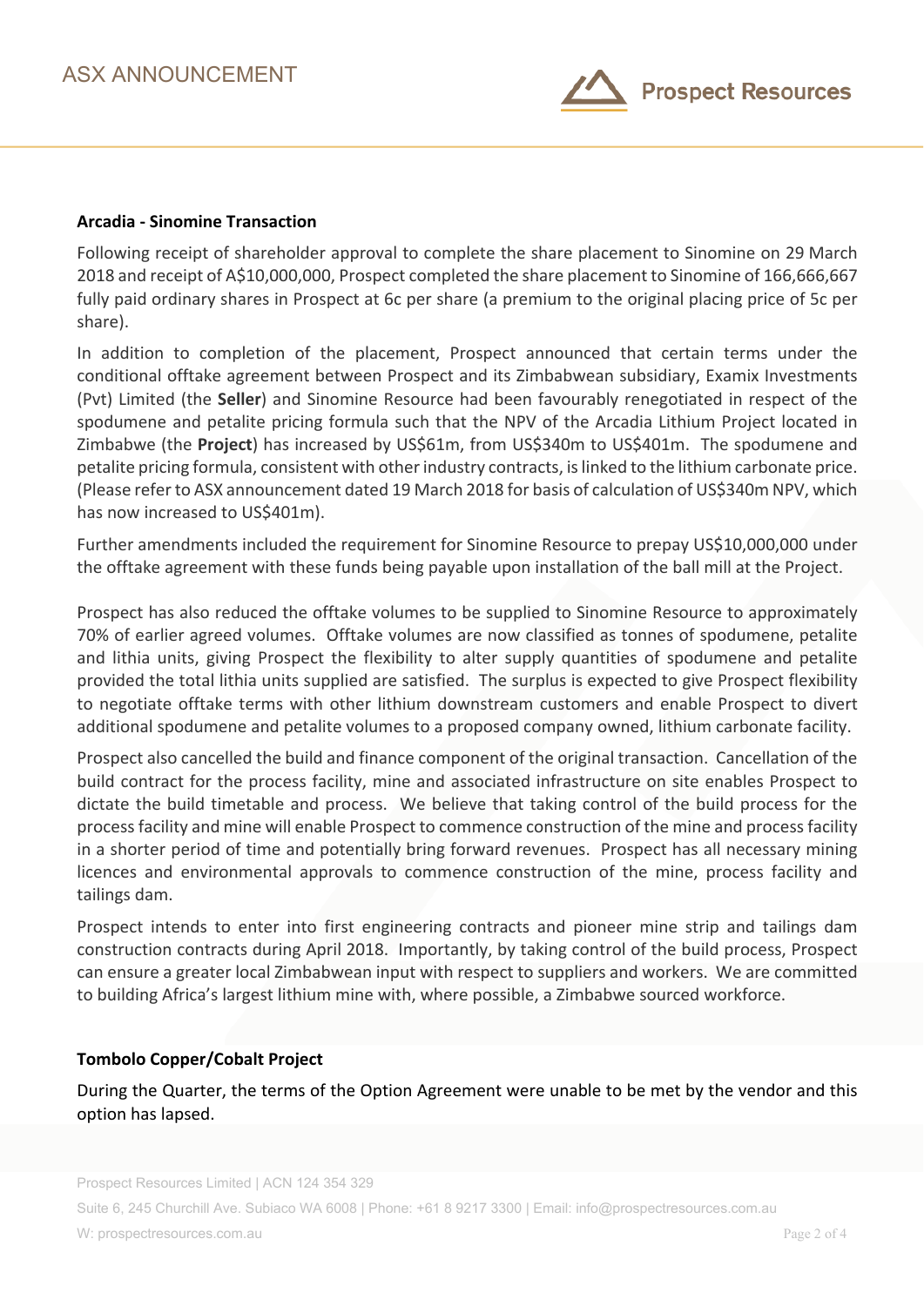**Arcadia - Sinomine Transaction**

Following receipt of shareholder approval to complete the share placement to Sinomine on 29 March 2018 and receipt of A$10,000,000, Prospect completed the share placement to Sinomine of 166,666,667 fully paid ordinary shares in Prospect at 6c per share (a premium to the original placing price of 5c per share).

In addition to completion of the placement, Prospect announced that certain terms under the conditional offtake agreement between Prospect and its Zimbabwean subsidiary, Examix Investments (Pvt) Limited (the **Seller**) and Sinomine Resource had been favourably renegotiated in respect of the spodumene and petalite pricing formula such that the NPV of the Arcadia Lithium Project located in Zimbabwe (the **Project**) has increased by US$61m, from US$340m to US$401m. The spodumene and petalite pricing formula, consistent with other industry contracts, is linked to the lithium carbonate price. (Please refer to ASX announcement dated 19 March 2018 for basis of calculation of US$340m NPV, which has now increased to US$401m).

Further amendments included the requirement for Sinomine Resource to prepay US$10,000,000 under the offtake agreement with these funds being payable upon installation of the ball mill at the Project.

Prospect has also reduced the offtake volumes to be supplied to Sinomine Resource to approximately 70% of earlier agreed volumes. Offtake volumes are now classified as tonnes of spodumene, petalite and lithia units, giving Prospect the flexibility to alter supply quantities of spodumene and petalite provided the total lithia units supplied are satisfied. The surplus is expected to give Prospect flexibility to negotiate offtake terms with other lithium downstream customers and enable Prospect to divert additional spodumene and petalite volumes to a proposed company owned, lithium carbonate facility.

Prospect also cancelled the build and finance component of the original transaction. Cancellation of the build contract for the process facility, mine and associated infrastructure on site enables Prospect to dictate the build timetable and process. We believe that taking control of the build process for the process facility and mine will enable Prospect to commence construction of the mine and process facility in a shorter period of time and potentially bring forward revenues. Prospect has all necessary mining licences and environmental approvals to commence construction of the mine, process facility and tailings dam.

Prospect intends to enter into first engineering contracts and pioneer mine strip and tailings dam construction contracts during April 2018. Importantly, by taking control of the build process, Prospect can ensure a greater local Zimbabwean input with respect to suppliers and workers. We are committed to building Africa's largest lithium mine with, where possible, a Zimbabwe sourced workforce.

**Tombolo Copper/Cobalt Project**

During the Quarter, the terms of the Option Agreement were unable to be met by the vendor and this option has lapsed.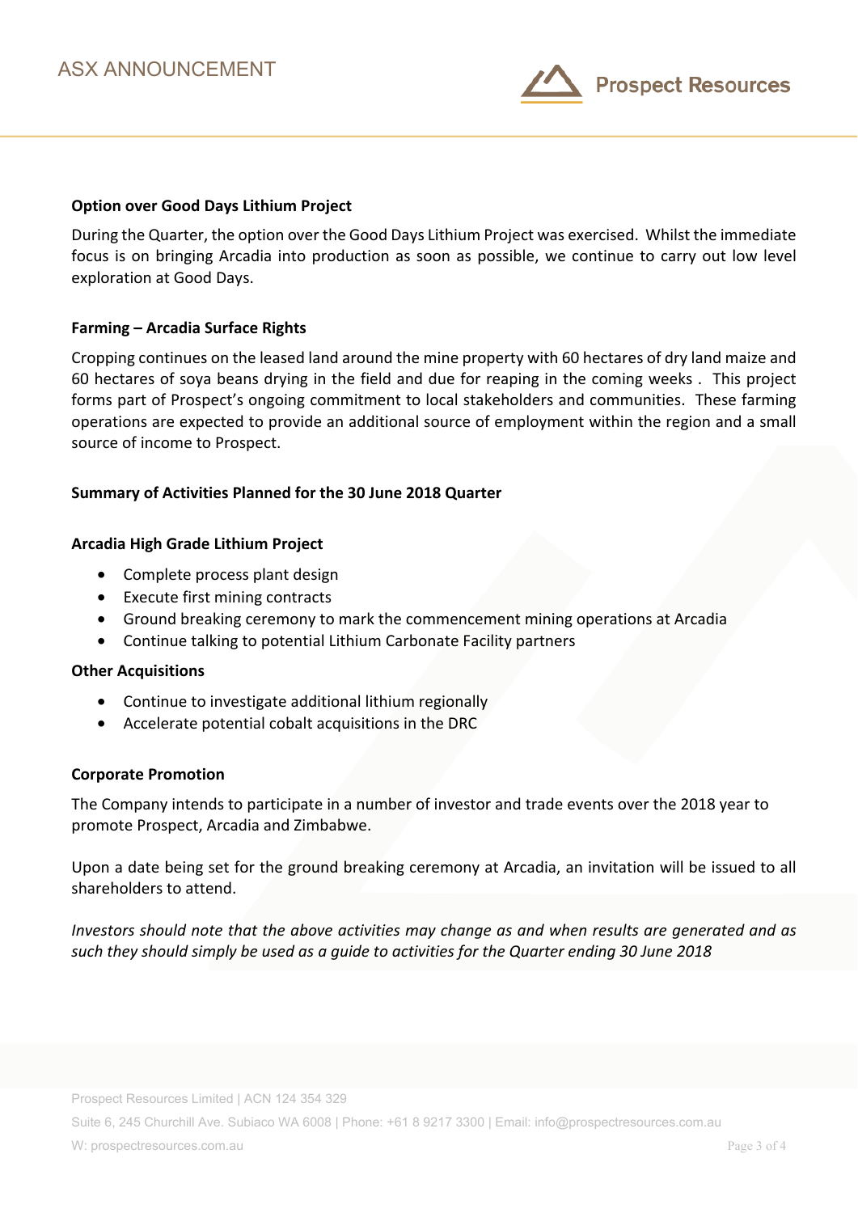**Option over Good Days Lithium Project**

During the Quarter, the option over the Good Days Lithium Project was exercised. Whilst the immediate focus is on bringing Arcadia into production as soon as possible, we continue to carry out low level exploration at Good Days.

**Farming – Arcadia Surface Rights**

Cropping continues on the leased land around the mine property with 60 hectares of dry land maize and 60 hectares of soya beans drying in the field and due for reaping in the coming weeks . This project forms part of Prospect's ongoing commitment to local stakeholders and communities. These farming operations are expected to provide an additional source of employment within the region and a small source of income to Prospect.

**Summary of Activities Planned for the 30 June 2018 Quarter**

**Arcadia High Grade Lithium Project**

- Complete process plant design
- Execute first mining contracts
- Ground breaking ceremony to mark the commencement mining operations at Arcadia
- Continue talking to potential Lithium Carbonate Facility partners

**Other Acquisitions**

- Continue to investigate additional lithium regionally
- Accelerate potential cobalt acquisitions in the DRC

**Corporate Promotion**

The Company intends to participate in a number of investor and trade events over the 2018 year to promote Prospect, Arcadia and Zimbabwe.

Upon a date being set for the ground breaking ceremony at Arcadia, an invitation will be issued to all shareholders to attend.

*Investors should note that the above activities may change as and when results are generated and as such they should simply be used as a guide to activities for the Quarter ending 30 June 2018*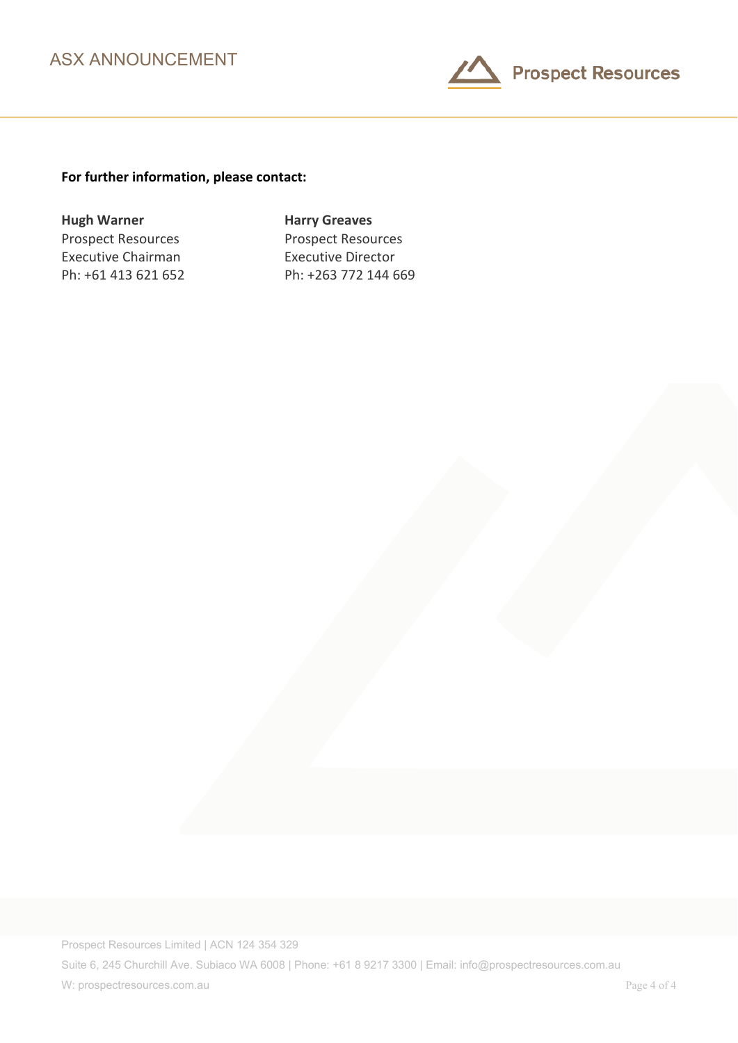**For further information, please contact:**

**Hugh Warner**
Prospect Resources
Executive Chairman
Ph: +61 413 621 652

**Harry Greaves**
Prospect Resources
Executive Director
Ph: +263 772 144 669